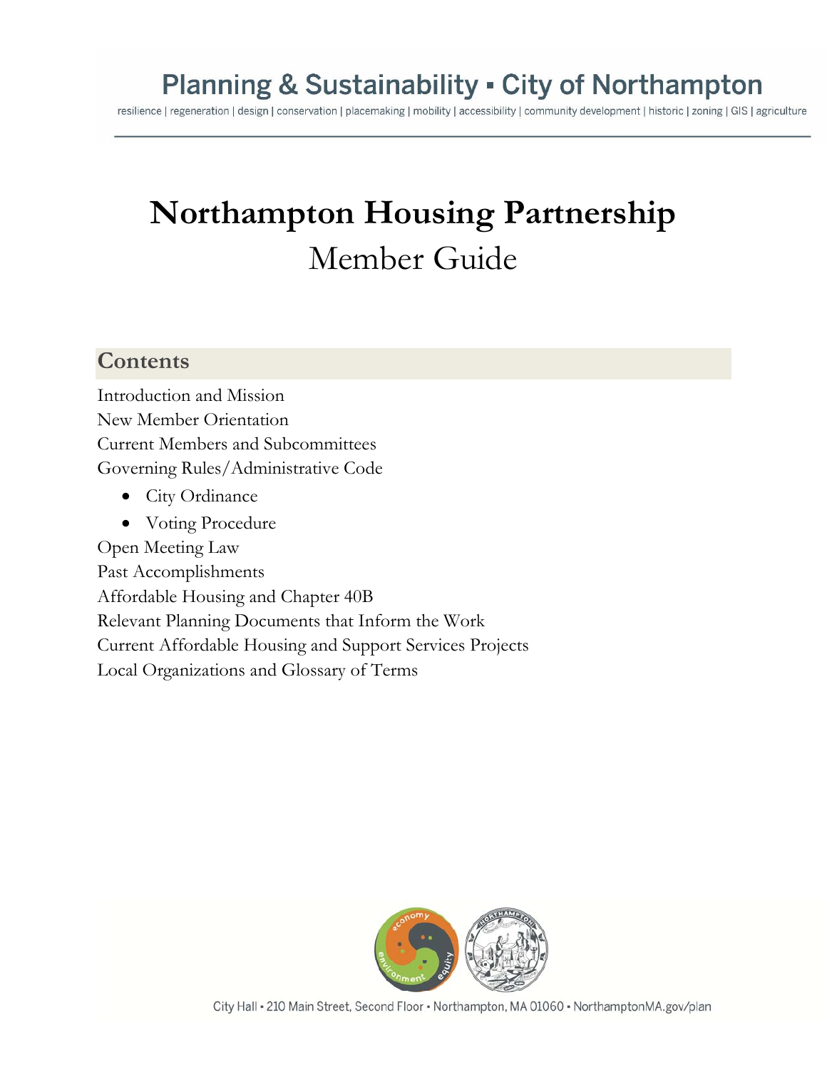Planning & Sustainability ▪ City of Northampton

resilience | regeneration | design | conservation | placemaking | mobility | accessibility | community development | historic | zoning | GIS | agriculture

# Northampton Housing Partnership

## Member Guide

## Contents

Introduction and Mission

New Member Orientation

Current Members and Subcommittees

Governing Rules/Administrative Code

- City Ordinance
- Voting Procedure

Open Meeting Law

Past Accomplishments

Affordable Housing and Chapter 40B

Relevant Planning Documents that Inform the Work

Current Affordable Housing and Support Services Projects

Local Organizations and Glossary of Terms

City Hall ▪ 210 Main Street, Second Floor ▪ Northampton, MA 01060 ▪ NorthamptonMA.gov/plan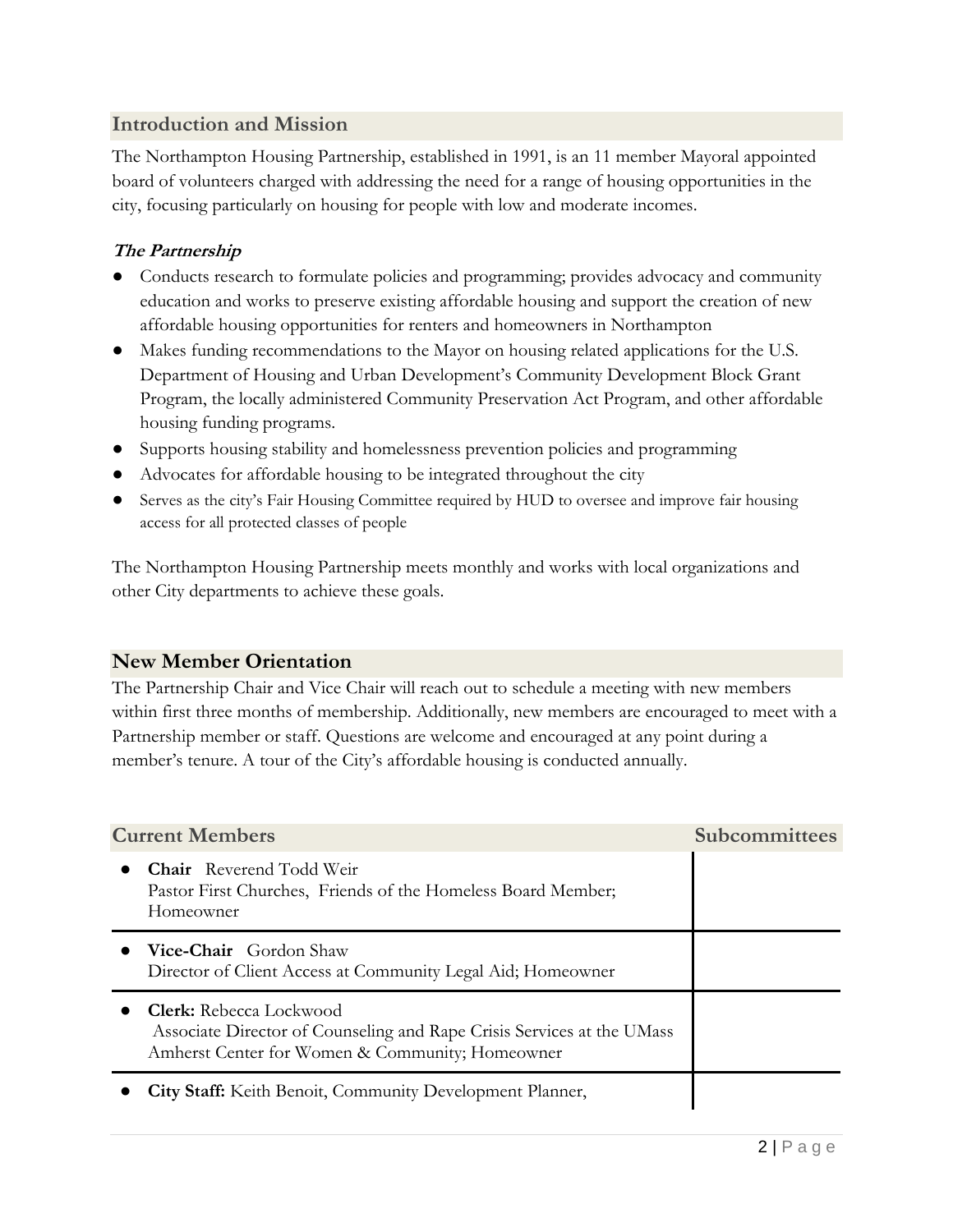## Introduction and Mission

The Northampton Housing Partnership, established in 1991, is an 11 member Mayoral appointed board of volunteers charged with addressing the need for a range of housing opportunities in the city, focusing particularly on housing for people with low and moderate incomes.

***The Partnership***

- Conducts research to formulate policies and programming; provides advocacy and community education and works to preserve existing affordable housing and support the creation of new affordable housing opportunities for renters and homeowners in Northampton
- Makes funding recommendations to the Mayor on housing related applications for the U.S. Department of Housing and Urban Development's Community Development Block Grant Program, the locally administered Community Preservation Act Program, and other affordable housing funding programs.
- Supports housing stability and homelessness prevention policies and programming
- Advocates for affordable housing to be integrated throughout the city
- Serves as the city's Fair Housing Committee required by HUD to oversee and improve fair housing access for all protected classes of people

The Northampton Housing Partnership meets monthly and works with local organizations and other City departments to achieve these goals.

## New Member Orientation

The Partnership Chair and Vice Chair will reach out to schedule a meeting with new members within first three months of membership. Additionally, new members are encouraged to meet with a Partnership member or staff. Questions are welcome and encouraged at any point during a member's tenure. A tour of the City's affordable housing is conducted annually.

| Current Members | Subcommittees |
| --- | --- |
| • **Chair** Reverend Todd Weir<br>Pastor First Churches, Friends of the Homeless Board Member; Homeowner | |
| • **Vice-Chair** Gordon Shaw<br>Director of Client Access at Community Legal Aid; Homeowner | |
| • **Clerk:** Rebecca Lockwood<br>Associate Director of Counseling and Rape Crisis Services at the UMass Amherst Center for Women & Community; Homeowner | |
| • **City Staff:** Keith Benoit, Community Development Planner, | |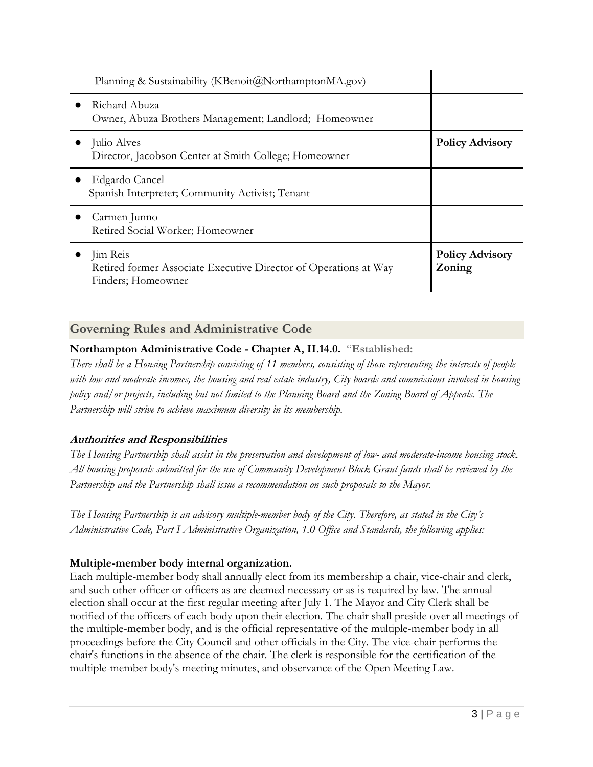| | |
|---|---|
| Planning & Sustainability (KBenoit@NorthamptonMA.gov) | |
| • Richard Abuza<br>Owner, Abuza Brothers Management; Landlord; Homeowner | |
| • Julio Alves<br>Director, Jacobson Center at Smith College; Homeowner | **Policy Advisory** |
| • Edgardo Cancel<br>Spanish Interpreter; Community Activist; Tenant | |
| • Carmen Junno<br>Retired Social Worker; Homeowner | |
| • Jim Reis<br>Retired former Associate Executive Director of Operations at Way Finders; Homeowner | **Policy Advisory**<br>**Zoning** |

## Governing Rules and Administrative Code

**Northampton Administrative Code - Chapter A, II.14.0.** "**Established:**

*There shall be a Housing Partnership consisting of 11 members, consisting of those representing the interests of people with low and moderate incomes, the housing and real estate industry, City boards and commissions involved in housing policy and/or projects, including but not limited to the Planning Board and the Zoning Board of Appeals. The Partnership will strive to achieve maximum diversity in its membership.*

### ***Authorities and Responsibilities***

*The Housing Partnership shall assist in the preservation and development of low- and moderate-income housing stock. All housing proposals submitted for the use of Community Development Block Grant funds shall be reviewed by the Partnership and the Partnership shall issue a recommendation on such proposals to the Mayor.*

*The Housing Partnership is an advisory multiple-member body of the City. Therefore, as stated in the City's Administrative Code, Part I Administrative Organization, 1.0 Office and Standards, the following applies:*

**Multiple-member body internal organization.**

Each multiple-member body shall annually elect from its membership a chair, vice-chair and clerk, and such other officer or officers as are deemed necessary or as is required by law. The annual election shall occur at the first regular meeting after July 1. The Mayor and City Clerk shall be notified of the officers of each body upon their election. The chair shall preside over all meetings of the multiple-member body, and is the official representative of the multiple-member body in all proceedings before the City Council and other officials in the City. The vice-chair performs the chair's functions in the absence of the chair. The clerk is responsible for the certification of the multiple-member body's meeting minutes, and observance of the Open Meeting Law.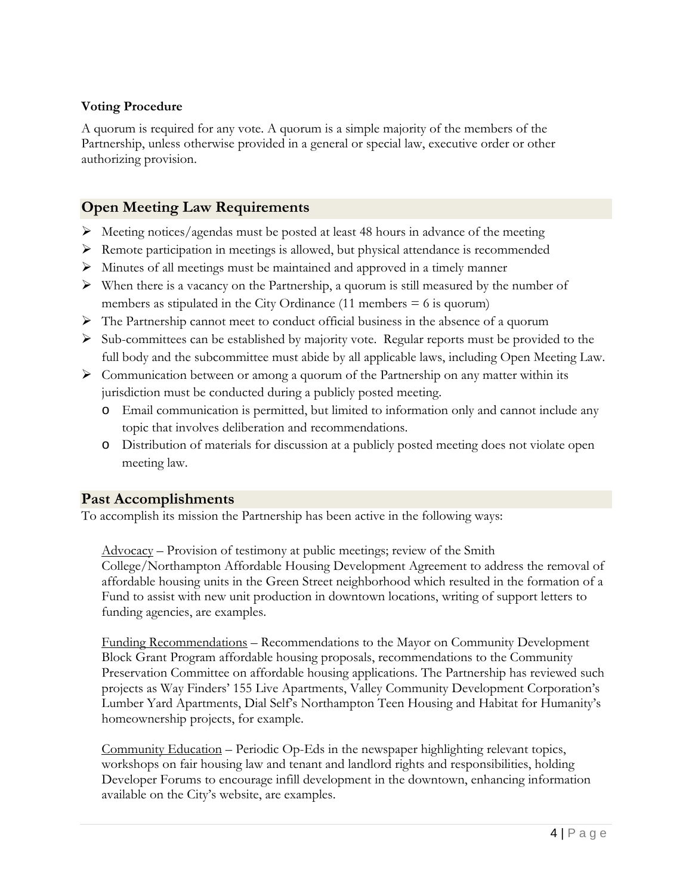**Voting Procedure**

A quorum is required for any vote. A quorum is a simple majority of the members of the Partnership, unless otherwise provided in a general or special law, executive order or other authorizing provision.

## Open Meeting Law Requirements

- Meeting notices/agendas must be posted at least 48 hours in advance of the meeting
- Remote participation in meetings is allowed, but physical attendance is recommended
- Minutes of all meetings must be maintained and approved in a timely manner
- When there is a vacancy on the Partnership, a quorum is still measured by the number of members as stipulated in the City Ordinance (11 members = 6 is quorum)
- The Partnership cannot meet to conduct official business in the absence of a quorum
- Sub-committees can be established by majority vote. Regular reports must be provided to the full body and the subcommittee must abide by all applicable laws, including Open Meeting Law.
- Communication between or among a quorum of the Partnership on any matter within its jurisdiction must be conducted during a publicly posted meeting.
  - Email communication is permitted, but limited to information only and cannot include any topic that involves deliberation and recommendations.
  - Distribution of materials for discussion at a publicly posted meeting does not violate open meeting law.

## Past Accomplishments

To accomplish its mission the Partnership has been active in the following ways:

Advocacy – Provision of testimony at public meetings; review of the Smith College/Northampton Affordable Housing Development Agreement to address the removal of affordable housing units in the Green Street neighborhood which resulted in the formation of a Fund to assist with new unit production in downtown locations, writing of support letters to funding agencies, are examples.

Funding Recommendations – Recommendations to the Mayor on Community Development Block Grant Program affordable housing proposals, recommendations to the Community Preservation Committee on affordable housing applications. The Partnership has reviewed such projects as Way Finders' 155 Live Apartments, Valley Community Development Corporation's Lumber Yard Apartments, Dial Self's Northampton Teen Housing and Habitat for Humanity's homeownership projects, for example.

Community Education – Periodic Op-Eds in the newspaper highlighting relevant topics, workshops on fair housing law and tenant and landlord rights and responsibilities, holding Developer Forums to encourage infill development in the downtown, enhancing information available on the City's website, are examples.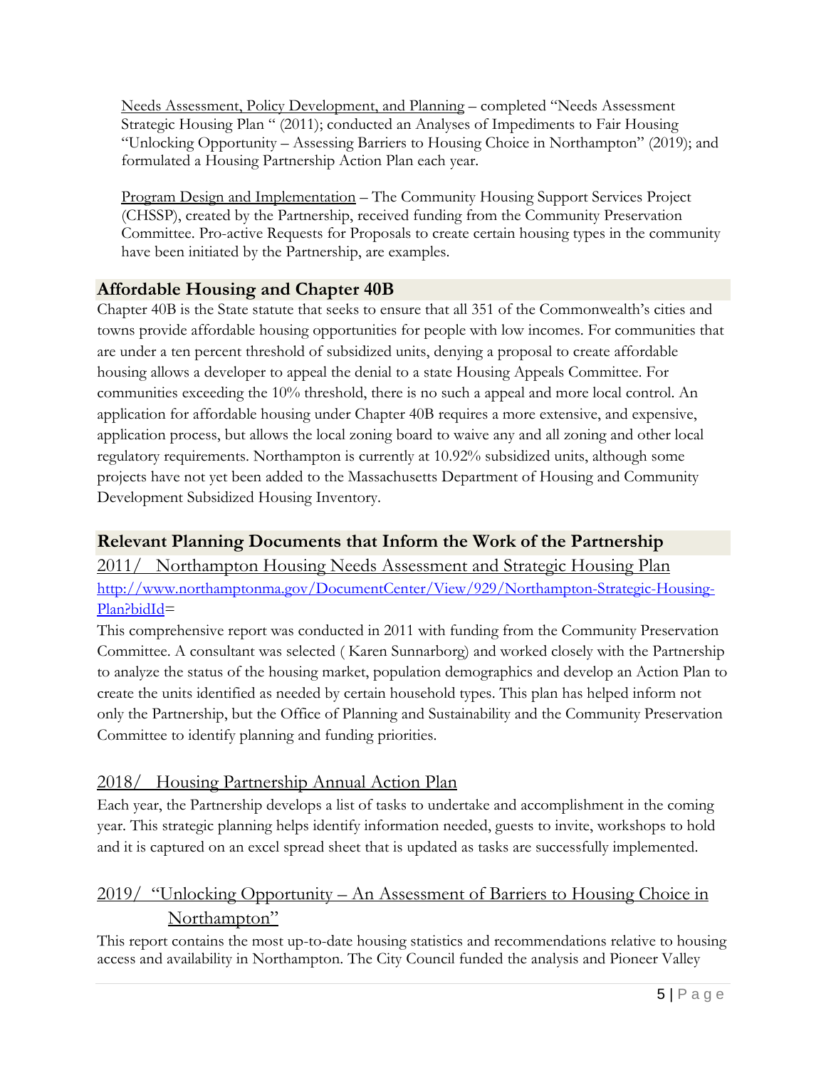Needs Assessment, Policy Development, and Planning – completed "Needs Assessment Strategic Housing Plan " (2011); conducted an Analyses of Impediments to Fair Housing "Unlocking Opportunity – Assessing Barriers to Housing Choice in Northampton" (2019); and formulated a Housing Partnership Action Plan each year.

Program Design and Implementation – The Community Housing Support Services Project (CHSSP), created by the Partnership, received funding from the Community Preservation Committee. Pro-active Requests for Proposals to create certain housing types in the community have been initiated by the Partnership, are examples.

## Affordable Housing and Chapter 40B

Chapter 40B is the State statute that seeks to ensure that all 351 of the Commonwealth's cities and towns provide affordable housing opportunities for people with low incomes. For communities that are under a ten percent threshold of subsidized units, denying a proposal to create affordable housing allows a developer to appeal the denial to a state Housing Appeals Committee. For communities exceeding the 10% threshold, there is no such a appeal and more local control. An application for affordable housing under Chapter 40B requires a more extensive, and expensive, application process, but allows the local zoning board to waive any and all zoning and other local regulatory requirements. Northampton is currently at 10.92% subsidized units, although some projects have not yet been added to the Massachusetts Department of Housing and Community Development Subsidized Housing Inventory.

## Relevant Planning Documents that Inform the Work of the Partnership

### 2011/ Northampton Housing Needs Assessment and Strategic Housing Plan

http://www.northamptonma.gov/DocumentCenter/View/929/Northampton-Strategic-Housing-Plan?bidId=

This comprehensive report was conducted in 2011 with funding from the Community Preservation Committee. A consultant was selected ( Karen Sunnarborg) and worked closely with the Partnership to analyze the status of the housing market, population demographics and develop an Action Plan to create the units identified as needed by certain household types. This plan has helped inform not only the Partnership, but the Office of Planning and Sustainability and the Community Preservation Committee to identify planning and funding priorities.

### 2018/ Housing Partnership Annual Action Plan

Each year, the Partnership develops a list of tasks to undertake and accomplishment in the coming year. This strategic planning helps identify information needed, guests to invite, workshops to hold and it is captured on an excel spread sheet that is updated as tasks are successfully implemented.

### 2019/ "Unlocking Opportunity – An Assessment of Barriers to Housing Choice in Northampton"

This report contains the most up-to-date housing statistics and recommendations relative to housing access and availability in Northampton. The City Council funded the analysis and Pioneer Valley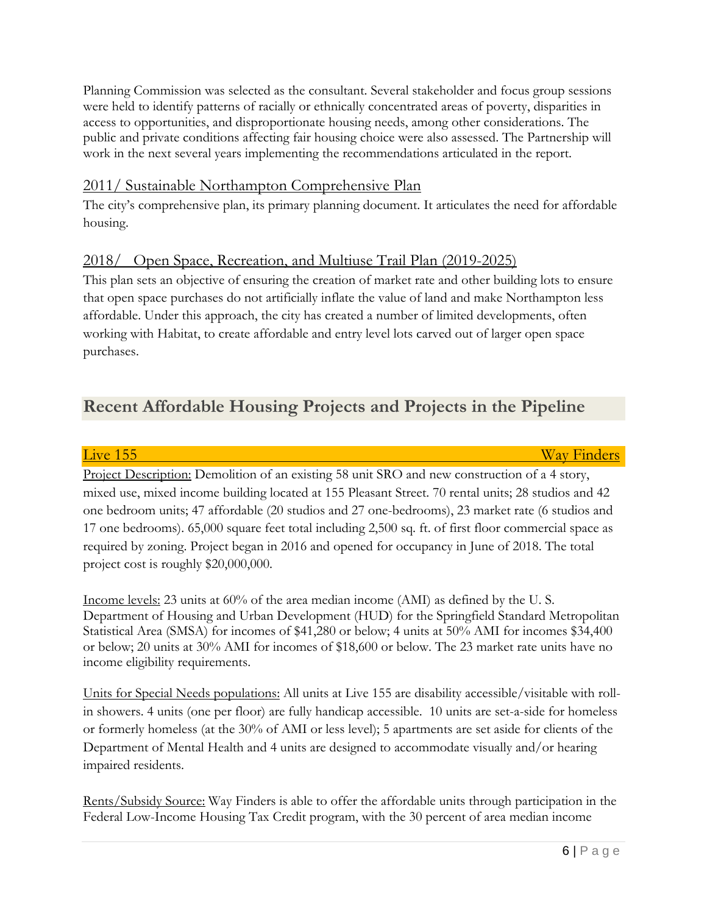Planning Commission was selected as the consultant. Several stakeholder and focus group sessions were held to identify patterns of racially or ethnically concentrated areas of poverty, disparities in access to opportunities, and disproportionate housing needs, among other considerations. The public and private conditions affecting fair housing choice were also assessed. The Partnership will work in the next several years implementing the recommendations articulated in the report.

### 2011/ Sustainable Northampton Comprehensive Plan

The city's comprehensive plan, its primary planning document. It articulates the need for affordable housing.

### 2018/ Open Space, Recreation, and Multiuse Trail Plan (2019-2025)

This plan sets an objective of ensuring the creation of market rate and other building lots to ensure that open space purchases do not artificially inflate the value of land and make Northampton less affordable. Under this approach, the city has created a number of limited developments, often working with Habitat, to create affordable and entry level lots carved out of larger open space purchases.

## Recent Affordable Housing Projects and Projects in the Pipeline

### Live 155 — Way Finders

Project Description: Demolition of an existing 58 unit SRO and new construction of a 4 story, mixed use, mixed income building located at 155 Pleasant Street. 70 rental units; 28 studios and 42 one bedroom units; 47 affordable (20 studios and 27 one-bedrooms), 23 market rate (6 studios and 17 one bedrooms). 65,000 square feet total including 2,500 sq. ft. of first floor commercial space as required by zoning. Project began in 2016 and opened for occupancy in June of 2018. The total project cost is roughly $20,000,000.

Income levels: 23 units at 60% of the area median income (AMI) as defined by the U. S. Department of Housing and Urban Development (HUD) for the Springfield Standard Metropolitan Statistical Area (SMSA) for incomes of $41,280 or below; 4 units at 50% AMI for incomes $34,400 or below; 20 units at 30% AMI for incomes of $18,600 or below. The 23 market rate units have no income eligibility requirements.

Units for Special Needs populations: All units at Live 155 are disability accessible/visitable with roll-in showers. 4 units (one per floor) are fully handicap accessible. 10 units are set-a-side for homeless or formerly homeless (at the 30% of AMI or less level); 5 apartments are set aside for clients of the Department of Mental Health and 4 units are designed to accommodate visually and/or hearing impaired residents.

Rents/Subsidy Source: Way Finders is able to offer the affordable units through participation in the Federal Low-Income Housing Tax Credit program, with the 30 percent of area median income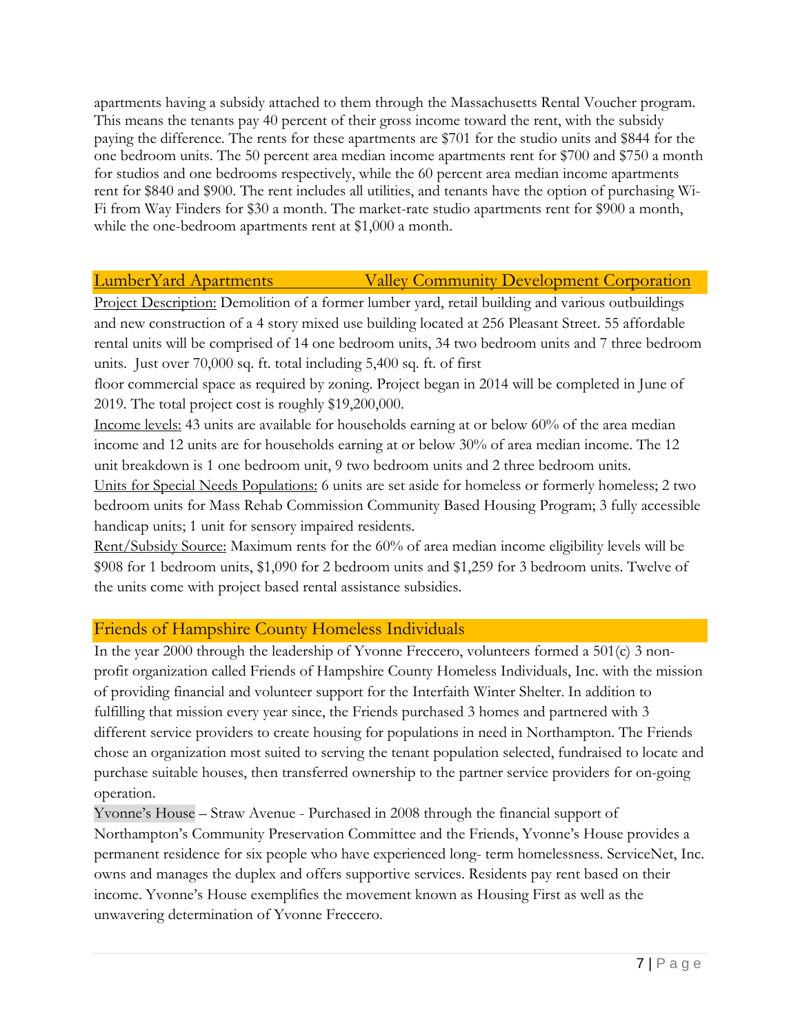apartments having a subsidy attached to them through the Massachusetts Rental Voucher program. This means the tenants pay 40 percent of their gross income toward the rent, with the subsidy paying the difference. The rents for these apartments are $701 for the studio units and $844 for the one bedroom units. The 50 percent area median income apartments rent for $700 and $750 a month for studios and one bedrooms respectively, while the 60 percent area median income apartments rent for $840 and $900. The rent includes all utilities, and tenants have the option of purchasing Wi-Fi from Way Finders for $30 a month. The market-rate studio apartments rent for $900 a month, while the one-bedroom apartments rent at $1,000 a month.

## LumberYard Apartments — Valley Community Development Corporation

Project Description: Demolition of a former lumber yard, retail building and various outbuildings and new construction of a 4 story mixed use building located at 256 Pleasant Street. 55 affordable rental units will be comprised of 14 one bedroom units, 34 two bedroom units and 7 three bedroom units. Just over 70,000 sq. ft. total including 5,400 sq. ft. of first floor commercial space as required by zoning. Project began in 2014 will be completed in June of 2019. The total project cost is roughly $19,200,000.

Income levels: 43 units are available for households earning at or below 60% of the area median income and 12 units are for households earning at or below 30% of area median income. The 12 unit breakdown is 1 one bedroom unit, 9 two bedroom units and 2 three bedroom units.

Units for Special Needs Populations: 6 units are set aside for homeless or formerly homeless; 2 two bedroom units for Mass Rehab Commission Community Based Housing Program; 3 fully accessible handicap units; 1 unit for sensory impaired residents.

Rent/Subsidy Source: Maximum rents for the 60% of area median income eligibility levels will be $908 for 1 bedroom units, $1,090 for 2 bedroom units and $1,259 for 3 bedroom units. Twelve of the units come with project based rental assistance subsidies.

## Friends of Hampshire County Homeless Individuals

In the year 2000 through the leadership of Yvonne Freccero, volunteers formed a 501(c) 3 non-profit organization called Friends of Hampshire County Homeless Individuals, Inc. with the mission of providing financial and volunteer support for the Interfaith Winter Shelter. In addition to fulfilling that mission every year since, the Friends purchased 3 homes and partnered with 3 different service providers to create housing for populations in need in Northampton. The Friends chose an organization most suited to serving the tenant population selected, fundraised to locate and purchase suitable houses, then transferred ownership to the partner service providers for on-going operation.

Yvonne's House – Straw Avenue - Purchased in 2008 through the financial support of Northampton's Community Preservation Committee and the Friends, Yvonne's House provides a permanent residence for six people who have experienced long- term homelessness. ServiceNet, Inc. owns and manages the duplex and offers supportive services. Residents pay rent based on their income. Yvonne's House exemplifies the movement known as Housing First as well as the unwavering determination of Yvonne Freccero.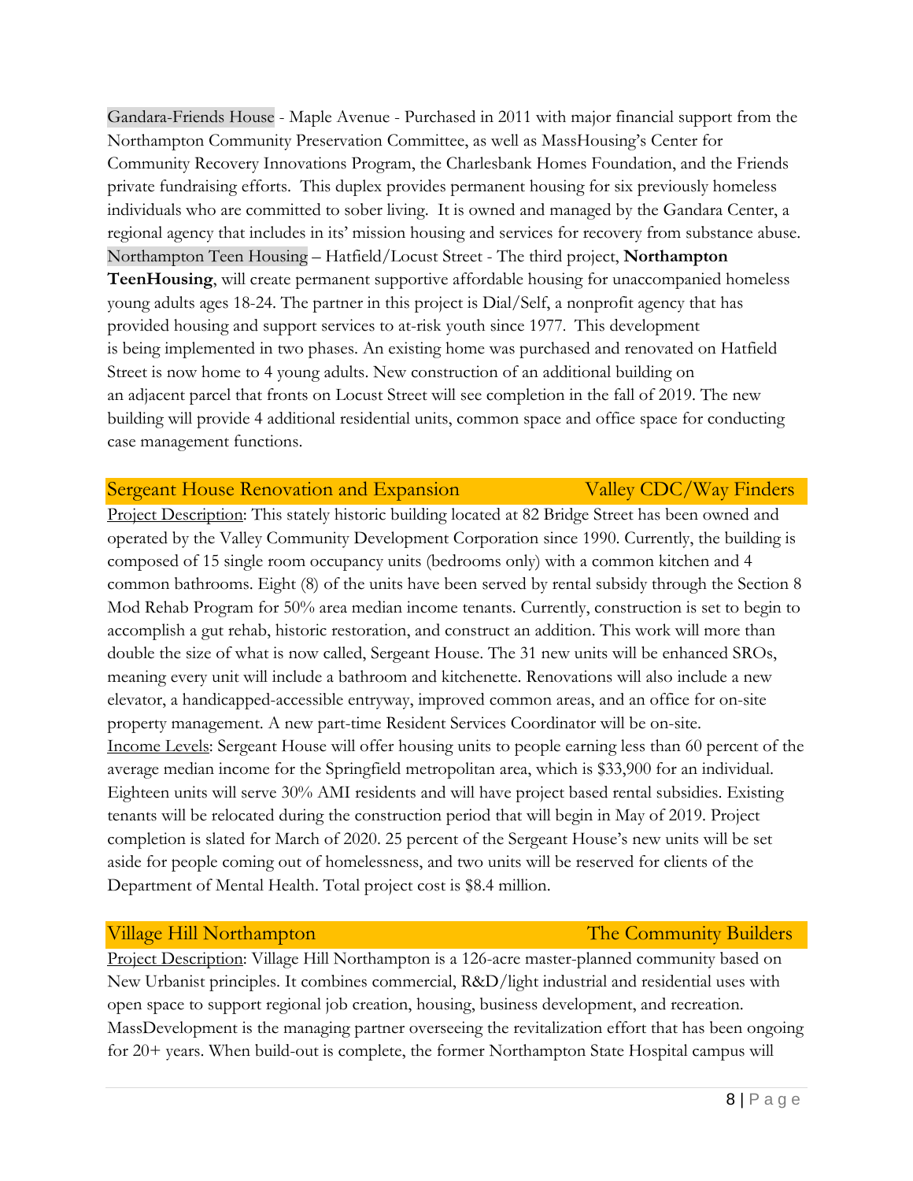Gandara-Friends House - Maple Avenue - Purchased in 2011 with major financial support from the Northampton Community Preservation Committee, as well as MassHousing's Center for Community Recovery Innovations Program, the Charlesbank Homes Foundation, and the Friends private fundraising efforts. This duplex provides permanent housing for six previously homeless individuals who are committed to sober living. It is owned and managed by the Gandara Center, a regional agency that includes in its' mission housing and services for recovery from substance abuse.

Northampton Teen Housing – Hatfield/Locust Street - The third project, **Northampton TeenHousing**, will create permanent supportive affordable housing for unaccompanied homeless young adults ages 18-24. The partner in this project is Dial/Self, a nonprofit agency that has provided housing and support services to at-risk youth since 1977. This development is being implemented in two phases. An existing home was purchased and renovated on Hatfield Street is now home to 4 young adults. New construction of an additional building on an adjacent parcel that fronts on Locust Street will see completion in the fall of 2019. The new building will provide 4 additional residential units, common space and office space for conducting case management functions.

## Sergeant House Renovation and Expansion — Valley CDC/Way Finders

Project Description: This stately historic building located at 82 Bridge Street has been owned and operated by the Valley Community Development Corporation since 1990. Currently, the building is composed of 15 single room occupancy units (bedrooms only) with a common kitchen and 4 common bathrooms. Eight (8) of the units have been served by rental subsidy through the Section 8 Mod Rehab Program for 50% area median income tenants. Currently, construction is set to begin to accomplish a gut rehab, historic restoration, and construct an addition. This work will more than double the size of what is now called, Sergeant House. The 31 new units will be enhanced SROs, meaning every unit will include a bathroom and kitchenette. Renovations will also include a new elevator, a handicapped-accessible entryway, improved common areas, and an office for on-site property management. A new part-time Resident Services Coordinator will be on-site.

Income Levels: Sergeant House will offer housing units to people earning less than 60 percent of the average median income for the Springfield metropolitan area, which is $33,900 for an individual. Eighteen units will serve 30% AMI residents and will have project based rental subsidies. Existing tenants will be relocated during the construction period that will begin in May of 2019. Project completion is slated for March of 2020. 25 percent of the Sergeant House's new units will be set aside for people coming out of homelessness, and two units will be reserved for clients of the Department of Mental Health. Total project cost is $8.4 million.

## Village Hill Northampton — The Community Builders

Project Description: Village Hill Northampton is a 126-acre master-planned community based on New Urbanist principles. It combines commercial, R&D/light industrial and residential uses with open space to support regional job creation, housing, business development, and recreation. MassDevelopment is the managing partner overseeing the revitalization effort that has been ongoing for 20+ years. When build-out is complete, the former Northampton State Hospital campus will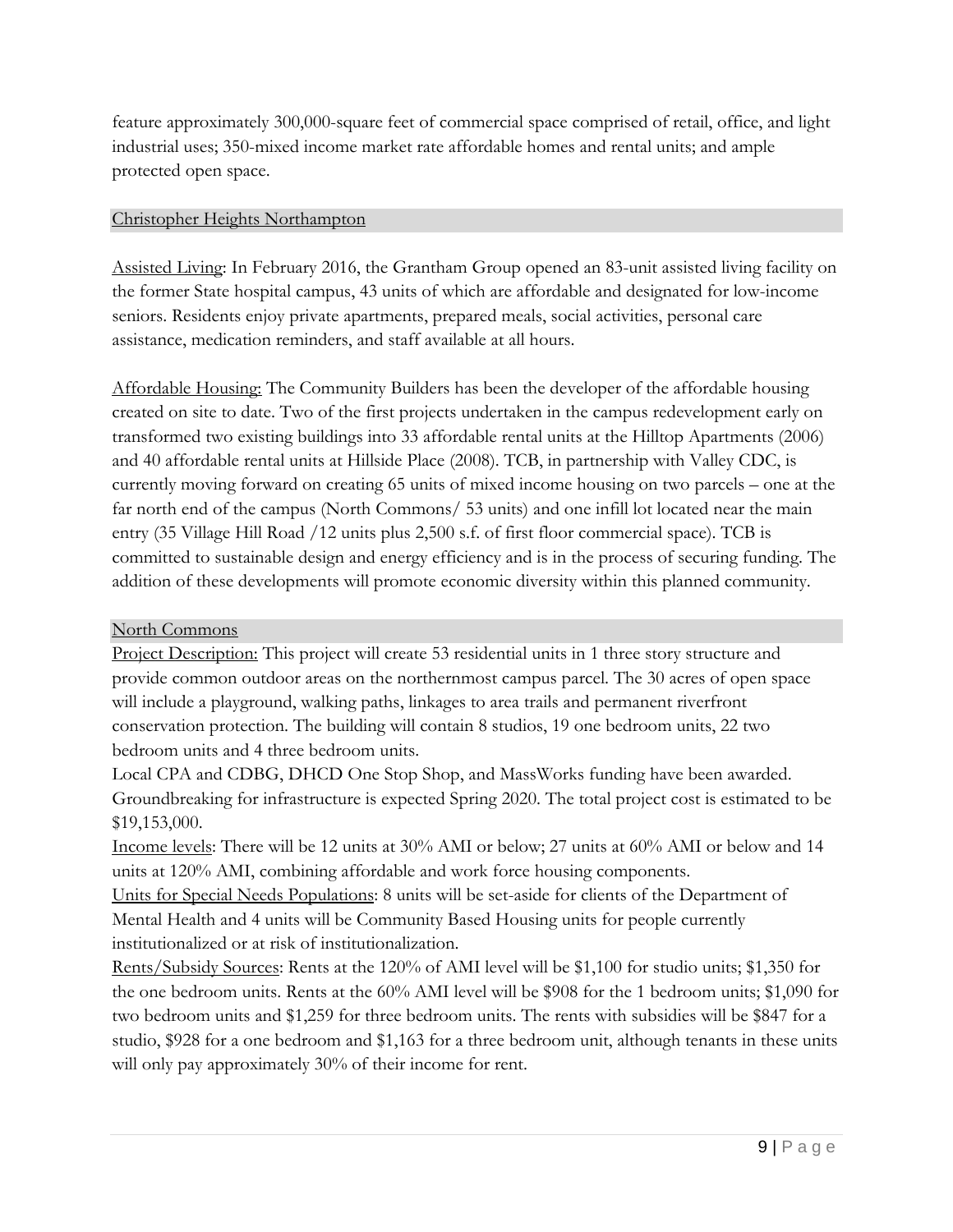feature approximately 300,000-square feet of commercial space comprised of retail, office, and light industrial uses; 350-mixed income market rate affordable homes and rental units; and ample protected open space.

## Christopher Heights Northampton

Assisted Living: In February 2016, the Grantham Group opened an 83-unit assisted living facility on the former State hospital campus, 43 units of which are affordable and designated for low-income seniors. Residents enjoy private apartments, prepared meals, social activities, personal care assistance, medication reminders, and staff available at all hours.

Affordable Housing: The Community Builders has been the developer of the affordable housing created on site to date. Two of the first projects undertaken in the campus redevelopment early on transformed two existing buildings into 33 affordable rental units at the Hilltop Apartments (2006) and 40 affordable rental units at Hillside Place (2008). TCB, in partnership with Valley CDC, is currently moving forward on creating 65 units of mixed income housing on two parcels – one at the far north end of the campus (North Commons/ 53 units) and one infill lot located near the main entry (35 Village Hill Road /12 units plus 2,500 s.f. of first floor commercial space). TCB is committed to sustainable design and energy efficiency and is in the process of securing funding. The addition of these developments will promote economic diversity within this planned community.

## North Commons

Project Description: This project will create 53 residential units in 1 three story structure and provide common outdoor areas on the northernmost campus parcel. The 30 acres of open space will include a playground, walking paths, linkages to area trails and permanent riverfront conservation protection. The building will contain 8 studios, 19 one bedroom units, 22 two bedroom units and 4 three bedroom units.

Local CPA and CDBG, DHCD One Stop Shop, and MassWorks funding have been awarded. Groundbreaking for infrastructure is expected Spring 2020. The total project cost is estimated to be $19,153,000.

Income levels: There will be 12 units at 30% AMI or below; 27 units at 60% AMI or below and 14 units at 120% AMI, combining affordable and work force housing components.

Units for Special Needs Populations: 8 units will be set-aside for clients of the Department of Mental Health and 4 units will be Community Based Housing units for people currently institutionalized or at risk of institutionalization.

Rents/Subsidy Sources: Rents at the 120% of AMI level will be $1,100 for studio units; $1,350 for the one bedroom units. Rents at the 60% AMI level will be $908 for the 1 bedroom units; $1,090 for two bedroom units and $1,259 for three bedroom units. The rents with subsidies will be $847 for a studio, $928 for a one bedroom and $1,163 for a three bedroom unit, although tenants in these units will only pay approximately 30% of their income for rent.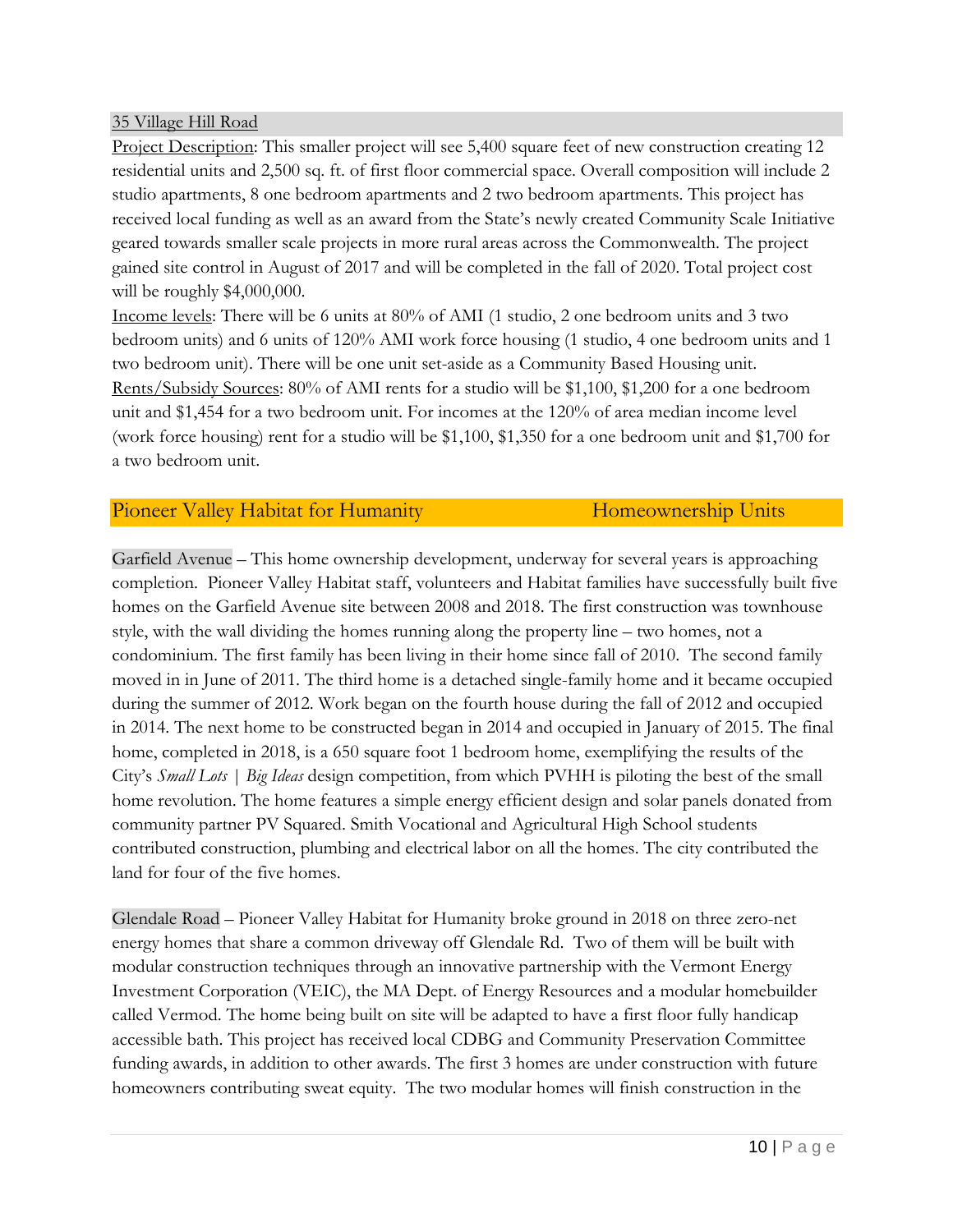### 35 Village Hill Road

Project Description: This smaller project will see 5,400 square feet of new construction creating 12 residential units and 2,500 sq. ft. of first floor commercial space. Overall composition will include 2 studio apartments, 8 one bedroom apartments and 2 two bedroom apartments. This project has received local funding as well as an award from the State's newly created Community Scale Initiative geared towards smaller scale projects in more rural areas across the Commonwealth. The project gained site control in August of 2017 and will be completed in the fall of 2020. Total project cost will be roughly $4,000,000.

Income levels: There will be 6 units at 80% of AMI (1 studio, 2 one bedroom units and 3 two bedroom units) and 6 units of 120% AMI work force housing (1 studio, 4 one bedroom units and 1 two bedroom unit). There will be one unit set-aside as a Community Based Housing unit.

Rents/Subsidy Sources: 80% of AMI rents for a studio will be $1,100, $1,200 for a one bedroom unit and $1,454 for a two bedroom unit. For incomes at the 120% of area median income level (work force housing) rent for a studio will be $1,100, $1,350 for a one bedroom unit and $1,700 for a two bedroom unit.

## Pioneer Valley Habitat for Humanity — Homeownership Units

Garfield Avenue – This home ownership development, underway for several years is approaching completion. Pioneer Valley Habitat staff, volunteers and Habitat families have successfully built five homes on the Garfield Avenue site between 2008 and 2018. The first construction was townhouse style, with the wall dividing the homes running along the property line – two homes, not a condominium. The first family has been living in their home since fall of 2010. The second family moved in in June of 2011. The third home is a detached single-family home and it became occupied during the summer of 2012. Work began on the fourth house during the fall of 2012 and occupied in 2014. The next home to be constructed began in 2014 and occupied in January of 2015. The final home, completed in 2018, is a 650 square foot 1 bedroom home, exemplifying the results of the City's *Small Lots | Big Ideas* design competition, from which PVHH is piloting the best of the small home revolution. The home features a simple energy efficient design and solar panels donated from community partner PV Squared. Smith Vocational and Agricultural High School students contributed construction, plumbing and electrical labor on all the homes. The city contributed the land for four of the five homes.

Glendale Road – Pioneer Valley Habitat for Humanity broke ground in 2018 on three zero-net energy homes that share a common driveway off Glendale Rd. Two of them will be built with modular construction techniques through an innovative partnership with the Vermont Energy Investment Corporation (VEIC), the MA Dept. of Energy Resources and a modular homebuilder called Vermod. The home being built on site will be adapted to have a first floor fully handicap accessible bath. This project has received local CDBG and Community Preservation Committee funding awards, in addition to other awards. The first 3 homes are under construction with future homeowners contributing sweat equity. The two modular homes will finish construction in the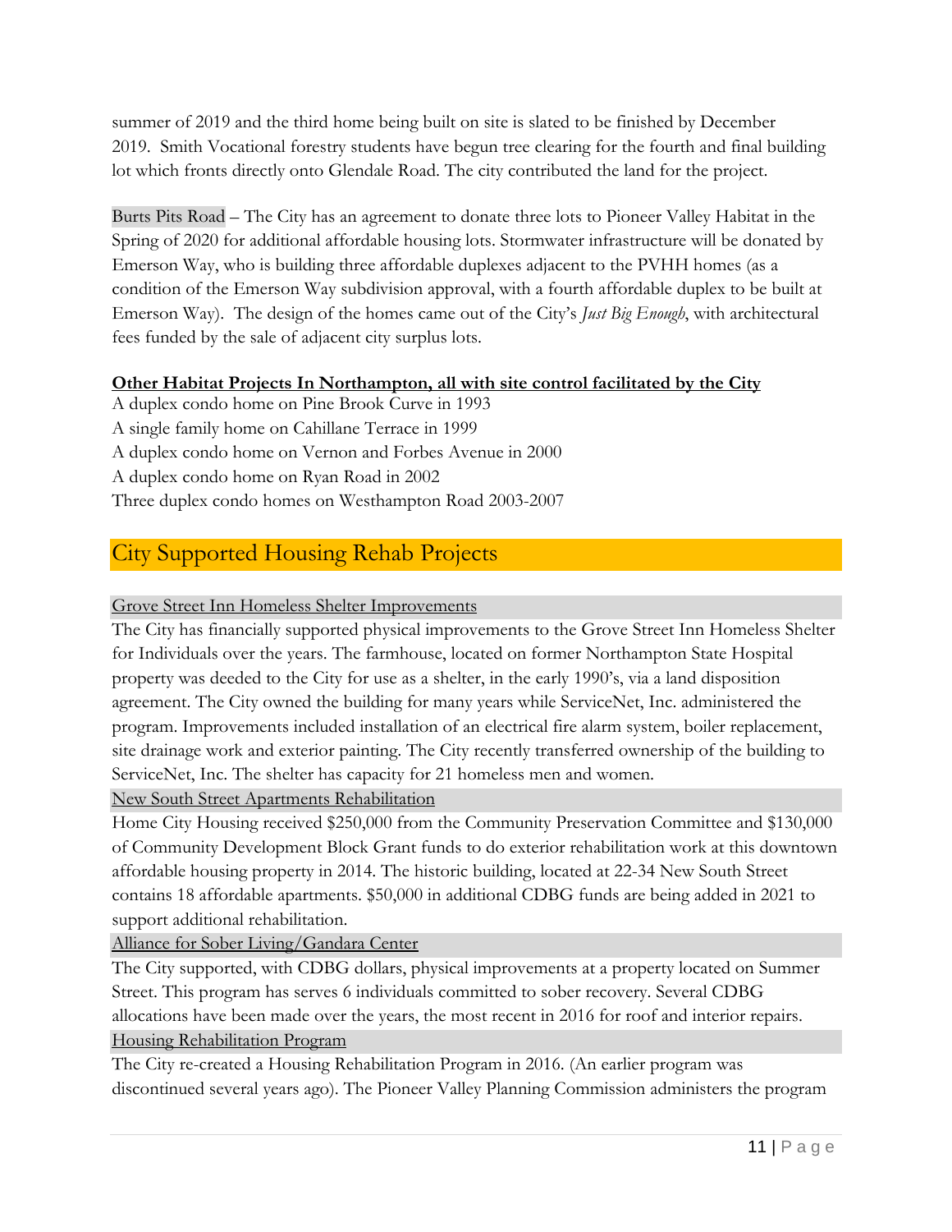summer of 2019 and the third home being built on site is slated to be finished by December 2019. Smith Vocational forestry students have begun tree clearing for the fourth and final building lot which fronts directly onto Glendale Road. The city contributed the land for the project.

Burts Pits Road – The City has an agreement to donate three lots to Pioneer Valley Habitat in the Spring of 2020 for additional affordable housing lots. Stormwater infrastructure will be donated by Emerson Way, who is building three affordable duplexes adjacent to the PVHH homes (as a condition of the Emerson Way subdivision approval, with a fourth affordable duplex to be built at Emerson Way). The design of the homes came out of the City's *Just Big Enough*, with architectural fees funded by the sale of adjacent city surplus lots.

**Other Habitat Projects In Northampton, all with site control facilitated by the City**

A duplex condo home on Pine Brook Curve in 1993
A single family home on Cahillane Terrace in 1999
A duplex condo home on Vernon and Forbes Avenue in 2000
A duplex condo home on Ryan Road in 2002
Three duplex condo homes on Westhampton Road 2003-2007

## City Supported Housing Rehab Projects

### Grove Street Inn Homeless Shelter Improvements

The City has financially supported physical improvements to the Grove Street Inn Homeless Shelter for Individuals over the years. The farmhouse, located on former Northampton State Hospital property was deeded to the City for use as a shelter, in the early 1990's, via a land disposition agreement. The City owned the building for many years while ServiceNet, Inc. administered the program. Improvements included installation of an electrical fire alarm system, boiler replacement, site drainage work and exterior painting. The City recently transferred ownership of the building to ServiceNet, Inc. The shelter has capacity for 21 homeless men and women.

### New South Street Apartments Rehabilitation

Home City Housing received $250,000 from the Community Preservation Committee and $130,000 of Community Development Block Grant funds to do exterior rehabilitation work at this downtown affordable housing property in 2014. The historic building, located at 22-34 New South Street contains 18 affordable apartments. $50,000 in additional CDBG funds are being added in 2021 to support additional rehabilitation.

### Alliance for Sober Living/Gandara Center

The City supported, with CDBG dollars, physical improvements at a property located on Summer Street. This program has serves 6 individuals committed to sober recovery. Several CDBG allocations have been made over the years, the most recent in 2016 for roof and interior repairs.

### Housing Rehabilitation Program

The City re-created a Housing Rehabilitation Program in 2016. (An earlier program was discontinued several years ago). The Pioneer Valley Planning Commission administers the program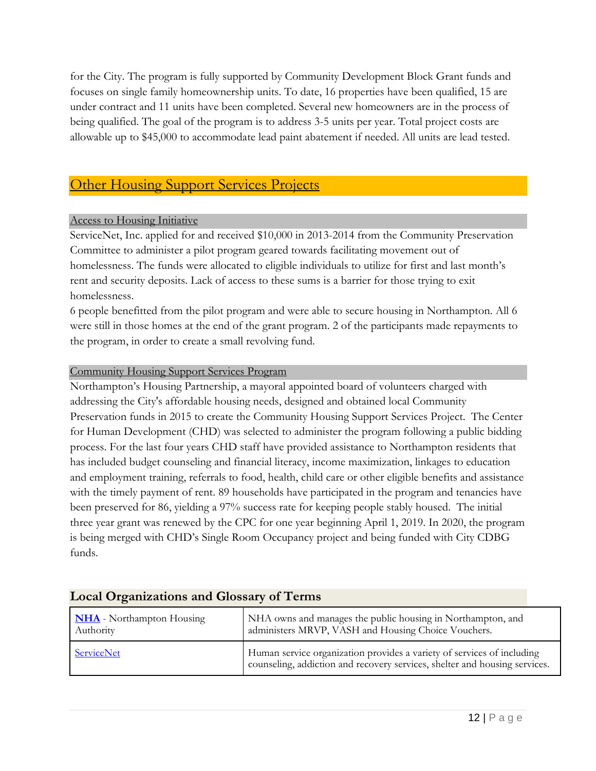for the City. The program is fully supported by Community Development Block Grant funds and focuses on single family homeownership units. To date, 16 properties have been qualified, 15 are under contract and 11 units have been completed. Several new homeowners are in the process of being qualified. The goal of the program is to address 3-5 units per year. Total project costs are allowable up to $45,000 to accommodate lead paint abatement if needed. All units are lead tested.

## Other Housing Support Services Projects

### Access to Housing Initiative

ServiceNet, Inc. applied for and received $10,000 in 2013-2014 from the Community Preservation Committee to administer a pilot program geared towards facilitating movement out of homelessness. The funds were allocated to eligible individuals to utilize for first and last month's rent and security deposits. Lack of access to these sums is a barrier for those trying to exit homelessness.

6 people benefitted from the pilot program and were able to secure housing in Northampton. All 6 were still in those homes at the end of the grant program. 2 of the participants made repayments to the program, in order to create a small revolving fund.

### Community Housing Support Services Program

Northampton's Housing Partnership, a mayoral appointed board of volunteers charged with addressing the City's affordable housing needs, designed and obtained local Community Preservation funds in 2015 to create the Community Housing Support Services Project. The Center for Human Development (CHD) was selected to administer the program following a public bidding process. For the last four years CHD staff have provided assistance to Northampton residents that has included budget counseling and financial literacy, income maximization, linkages to education and employment training, referrals to food, health, child care or other eligible benefits and assistance with the timely payment of rent. 89 households have participated in the program and tenancies have been preserved for 86, yielding a 97% success rate for keeping people stably housed. The initial three year grant was renewed by the CPC for one year beginning April 1, 2019. In 2020, the program is being merged with CHD's Single Room Occupancy project and being funded with City CDBG funds.

## Local Organizations and Glossary of Terms

| | |
|---|---|
| **NHA** - Northampton Housing Authority | NHA owns and manages the public housing in Northampton, and administers MRVP, VASH and Housing Choice Vouchers. |
| ServiceNet | Human service organization provides a variety of services of including counseling, addiction and recovery services, shelter and housing services. |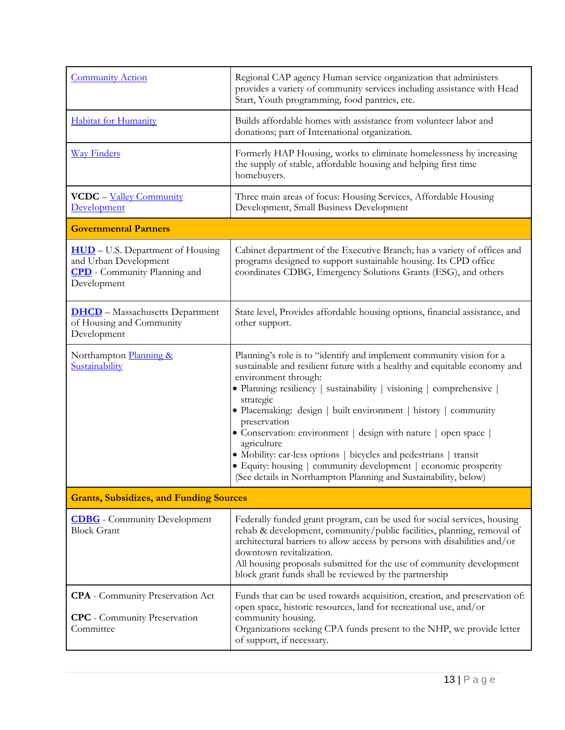| | |
|---|---|
| Community Action | Regional CAP agency Human service organization that administers provides a variety of community services including assistance with Head Start, Youth programming, food pantries, etc. |
| Habitat for Humanity | Builds affordable homes with assistance from volunteer labor and donations; part of International organization. |
| Way Finders | Formerly HAP Housing, works to eliminate homelessness by increasing the supply of stable, affordable housing and helping first time homebuyers. |
| **VCDC** – Valley Community Development | Three main areas of focus: Housing Services, Affordable Housing Development, Small Business Development |
| **Governmental Partners** | |
| **HUD** – U.S. Department of Housing and Urban Development<br>**CPD** - Community Planning and Development | Cabinet department of the Executive Branch; has a variety of offices and programs designed to support sustainable housing. Its CPD office coordinates CDBG, Emergency Solutions Grants (ESG), and others |
| **DHCD** – Massachusetts Department of Housing and Community Development | State level, Provides affordable housing options, financial assistance, and other support. |
| Northampton Planning & Sustainability | Planning's role is to "identify and implement community vision for a sustainable and resilient future with a healthy and equitable economy and environment through:<br>• Planning: resiliency \| sustainability \| visioning \| comprehensive \| strategic<br>• Placemaking: design \| built environment \| history \| community preservation<br>• Conservation: environment \| design with nature \| open space \| agriculture<br>• Mobility: car-less options \| bicycles and pedestrians \| transit<br>• Equity: housing \| community development \| economic prosperity<br>(See details in Northampton Planning and Sustainability, below) |
| **Grants, Subsidizes, and Funding Sources** | |
| **CDBG** - Community Development Block Grant | Federally funded grant program, can be used for social services, housing rehab & development, community/public facilities, planning, removal of architectural barriers to allow access by persons with disabilities and/or downtown revitalization.<br>All housing proposals submitted for the use of community development block grant funds shall be reviewed by the partnership |
| **CPA** - Community Preservation Act<br><br>**CPC** - Community Preservation Committee | Funds that can be used towards acquisition, creation, and preservation of: open space, historic resources, land for recreational use, and/or community housing.<br>Organizations seeking CPA funds present to the NHP, we provide letter of support, if necessary. |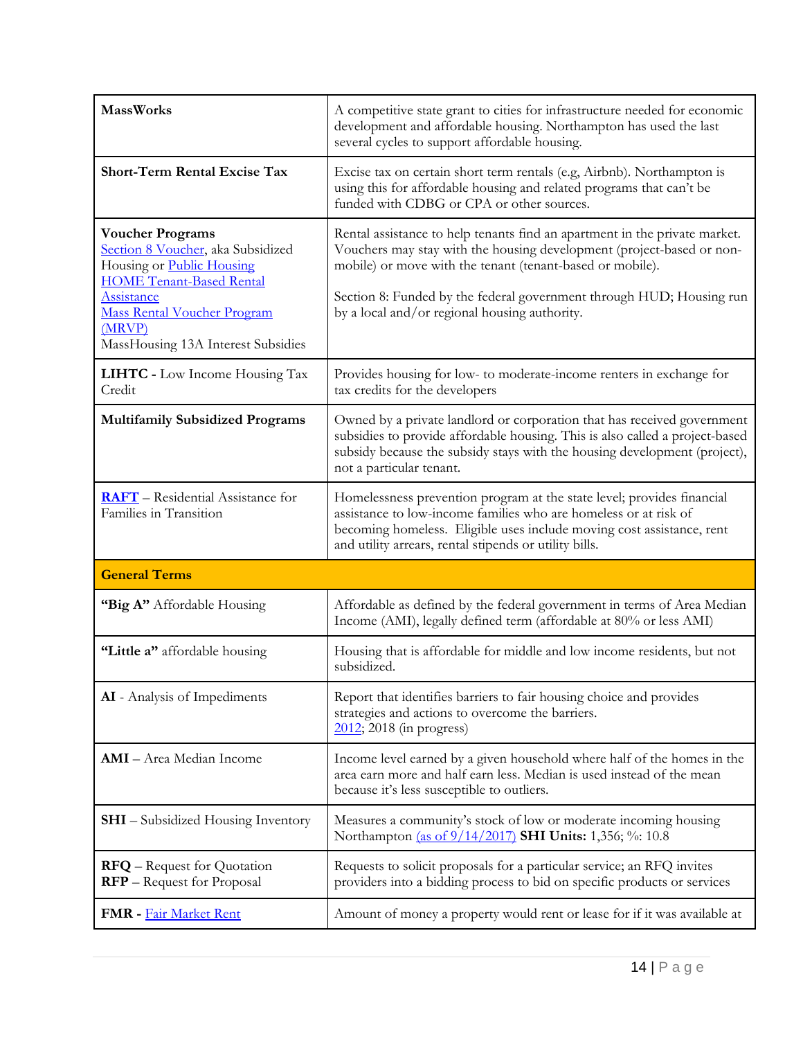| | |
|---|---|
| **MassWorks** | A competitive state grant to cities for infrastructure needed for economic development and affordable housing. Northampton has used the last several cycles to support affordable housing. |
| **Short-Term Rental Excise Tax** | Excise tax on certain short term rentals (e.g, Airbnb). Northampton is using this for affordable housing and related programs that can't be funded with CDBG or CPA or other sources. |
| **Voucher Programs**<br>Section 8 Voucher, aka Subsidized Housing or Public Housing<br>HOME Tenant-Based Rental Assistance<br>Mass Rental Voucher Program (MRVP)<br>MassHousing 13A Interest Subsidies | Rental assistance to help tenants find an apartment in the private market. Vouchers may stay with the housing development (project-based or non-mobile) or move with the tenant (tenant-based or mobile).<br><br>Section 8: Funded by the federal government through HUD; Housing run by a local and/or regional housing authority. |
| **LIHTC -** Low Income Housing Tax Credit | Provides housing for low- to moderate-income renters in exchange for tax credits for the developers |
| **Multifamily Subsidized Programs** | Owned by a private landlord or corporation that has received government subsidies to provide affordable housing. This is also called a project-based subsidy because the subsidy stays with the housing development (project), not a particular tenant. |
| **RAFT** – Residential Assistance for Families in Transition | Homelessness prevention program at the state level; provides financial assistance to low-income families who are homeless or at risk of becoming homeless. Eligible uses include moving cost assistance, rent and utility arrears, rental stipends or utility bills. |
| **General Terms** | |
| **"Big A"** Affordable Housing | Affordable as defined by the federal government in terms of Area Median Income (AMI), legally defined term (affordable at 80% or less AMI) |
| **"Little a"** affordable housing | Housing that is affordable for middle and low income residents, but not subsidized. |
| **AI** - Analysis of Impediments | Report that identifies barriers to fair housing choice and provides strategies and actions to overcome the barriers.<br>2012; 2018 (in progress) |
| **AMI** – Area Median Income | Income level earned by a given household where half of the homes in the area earn more and half earn less. Median is used instead of the mean because it's less susceptible to outliers. |
| **SHI** – Subsidized Housing Inventory | Measures a community's stock of low or moderate incoming housing Northampton (as of 9/14/2017) **SHI Units:** 1,356; %: 10.8 |
| **RFQ** – Request for Quotation<br>**RFP** – Request for Proposal | Requests to solicit proposals for a particular service; an RFQ invites providers into a bidding process to bid on specific products or services |
| **FMR -** Fair Market Rent | Amount of money a property would rent or lease for if it was available at |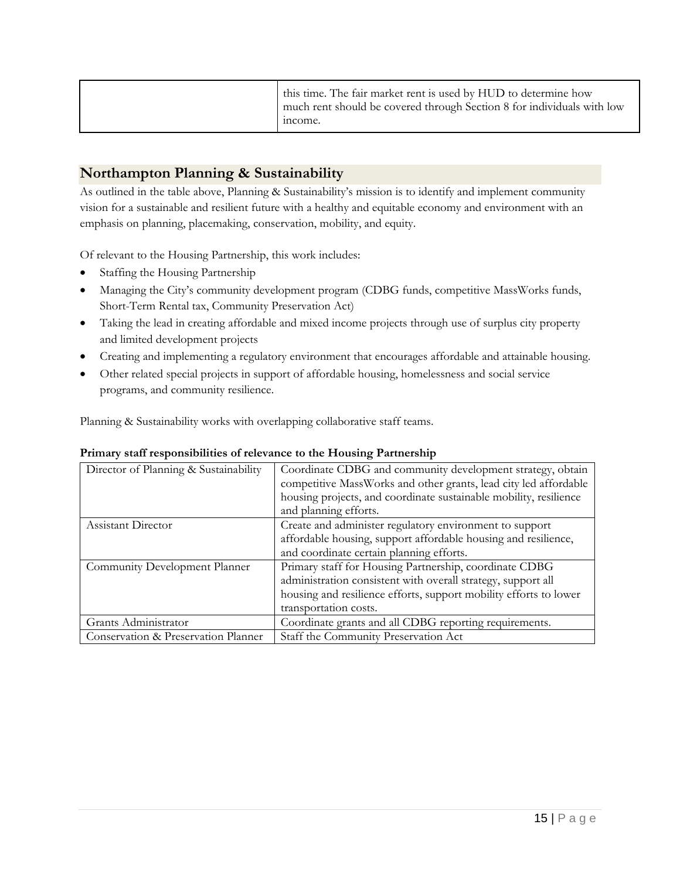| | |
|---|---|
| | this time. The fair market rent is used by HUD to determine how much rent should be covered through Section 8 for individuals with low income. |

## Northampton Planning & Sustainability

As outlined in the table above, Planning & Sustainability's mission is to identify and implement community vision for a sustainable and resilient future with a healthy and equitable economy and environment with an emphasis on planning, placemaking, conservation, mobility, and equity.

Of relevant to the Housing Partnership, this work includes:

- Staffing the Housing Partnership
- Managing the City's community development program (CDBG funds, competitive MassWorks funds, Short-Term Rental tax, Community Preservation Act)
- Taking the lead in creating affordable and mixed income projects through use of surplus city property and limited development projects
- Creating and implementing a regulatory environment that encourages affordable and attainable housing.
- Other related special projects in support of affordable housing, homelessness and social service programs, and community resilience.

Planning & Sustainability works with overlapping collaborative staff teams.

**Primary staff responsibilities of relevance to the Housing Partnership**

| | |
|---|---|
| Director of Planning & Sustainability | Coordinate CDBG and community development strategy, obtain competitive MassWorks and other grants, lead city led affordable housing projects, and coordinate sustainable mobility, resilience and planning efforts. |
| Assistant Director | Create and administer regulatory environment to support affordable housing, support affordable housing and resilience, and coordinate certain planning efforts. |
| Community Development Planner | Primary staff for Housing Partnership, coordinate CDBG administration consistent with overall strategy, support all housing and resilience efforts, support mobility efforts to lower transportation costs. |
| Grants Administrator | Coordinate grants and all CDBG reporting requirements. |
| Conservation & Preservation Planner | Staff the Community Preservation Act |